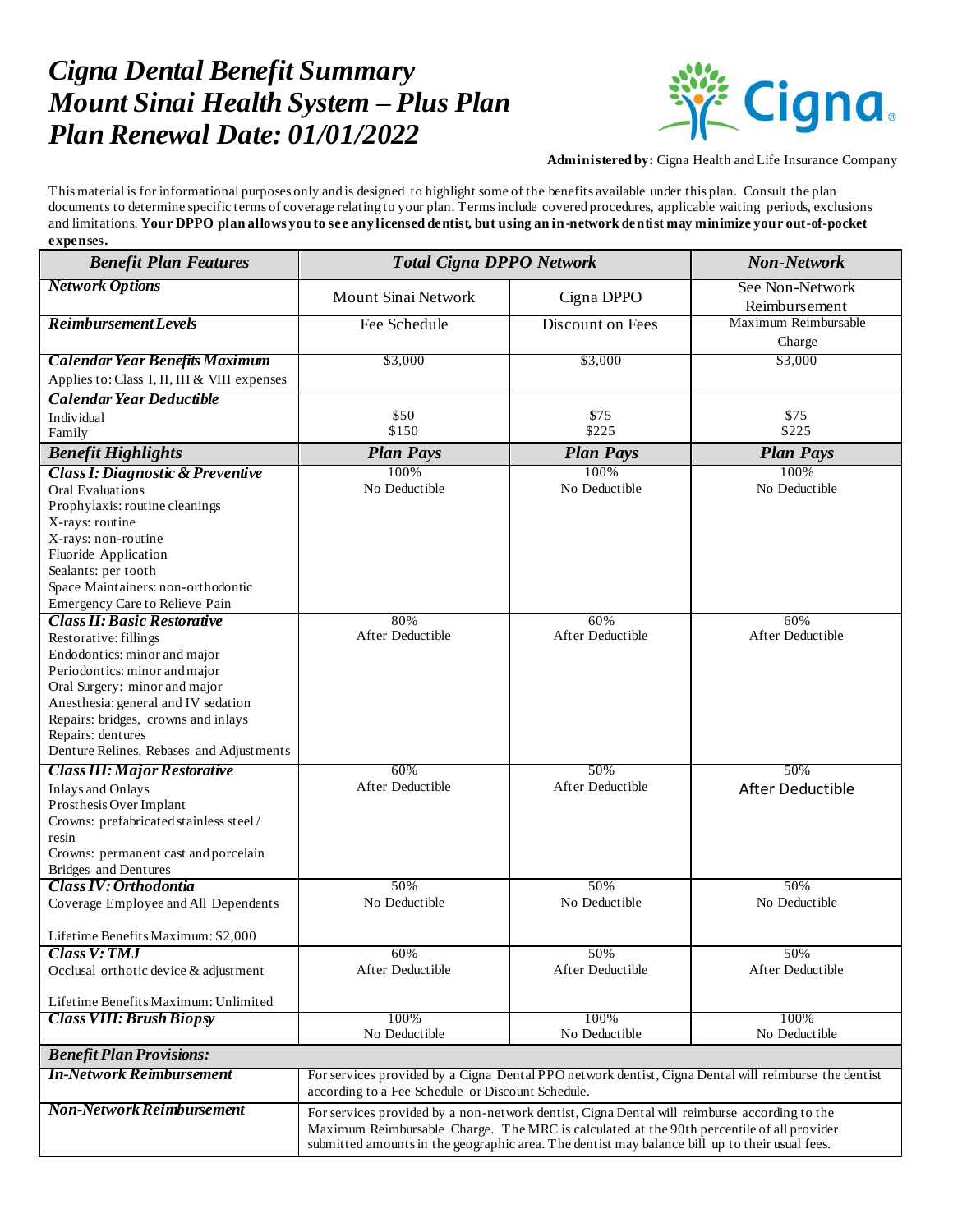# *Cigna Dental Benefit Summary*
# *Mount Sinai Health System – Plus Plan*
# *Plan Renewal Date: 01/01/2022*

**Administered by:** Cigna Health and Life Insurance Company

This material is for informational purposes only and is designed to highlight some of the benefits available under this plan. Consult the plan documents to determine specific terms of coverage relating to your plan. Terms include covered procedures, applicable waiting periods, exclusions and limitations. **Your DPPO plan allows you to see any licensed dentist, but using an in-network dentist may minimize your out-of-pocket expenses.**

| ***Benefit Plan Features*** | ***Total Cigna DPPO Network*** | | ***Non-Network*** |
|---|---|---|---|
| ***Network Options*** | Mount Sinai Network | Cigna DPPO | See Non-Network Reimbursement |
| ***Reimbursement Levels*** | Fee Schedule | Discount on Fees | Maximum Reimbursable Charge |
| ***Calendar Year Benefits Maximum*** Applies to: Class I, II, III & VIII expenses | $3,000 | $3,000 | $3,000 |
| ***Calendar Year Deductible*** Individual Family | $50 $150 | $75 $225 | $75 $225 |
| ***Benefit Highlights*** | ***Plan Pays*** | ***Plan Pays*** | ***Plan Pays*** |
| ***Class I: Diagnostic & Preventive*** Oral Evaluations Prophylaxis: routine cleanings X-rays: routine X-rays: non-routine Fluoride Application Sealants: per tooth Space Maintainers: non-orthodontic Emergency Care to Relieve Pain | 100% No Deductible | 100% No Deductible | 100% No Deductible |
| ***Class II: Basic Restorative*** Restorative: fillings Endodontics: minor and major Periodontics: minor and major Oral Surgery: minor and major Anesthesia: general and IV sedation Repairs: bridges, crowns and inlays Repairs: dentures Denture Relines, Rebases and Adjustments | 80% After Deductible | 60% After Deductible | 60% After Deductible |
| ***Class III: Major Restorative*** Inlays and Onlays Prosthesis Over Implant Crowns: prefabricated stainless steel / resin Crowns: permanent cast and porcelain Bridges and Dentures | 60% After Deductible | 50% After Deductible | 50% After Deductible |
| ***Class IV: Orthodontia*** Coverage Employee and All Dependents Lifetime Benefits Maximum: $2,000 | 50% No Deductible | 50% No Deductible | 50% No Deductible |
| ***Class V: TMJ*** Occlusal orthotic device & adjustment Lifetime Benefits Maximum: Unlimited | 60% After Deductible | 50% After Deductible | 50% After Deductible |
| ***Class VIII: Brush Biopsy*** | 100% No Deductible | 100% No Deductible | 100% No Deductible |
| ***Benefit Plan Provisions:*** | | | |
| ***In-Network Reimbursement*** | For services provided by a Cigna Dental PPO network dentist, Cigna Dental will reimburse the dentist according to a Fee Schedule or Discount Schedule. | | |
| ***Non-Network Reimbursement*** | For services provided by a non-network dentist, Cigna Dental will reimburse according to the Maximum Reimbursable Charge. The MRC is calculated at the 90th percentile of all provider submitted amounts in the geographic area. The dentist may balance bill up to their usual fees. | | |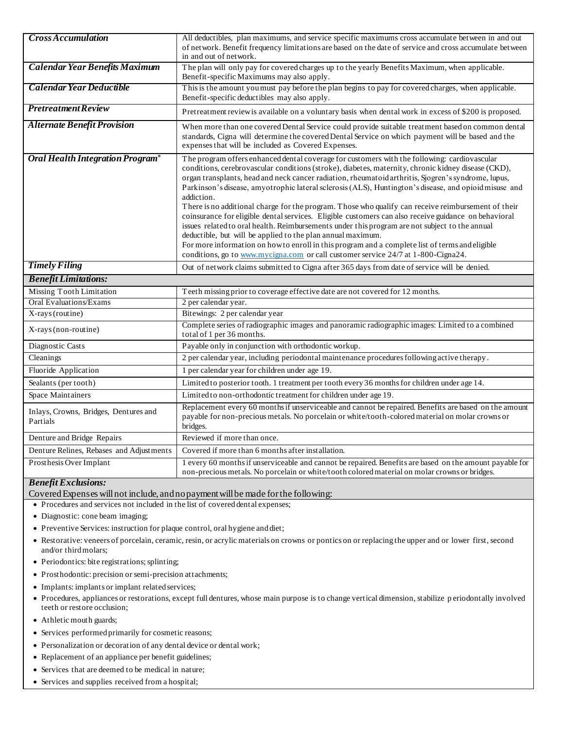| | |
|---|---|
| ***Cross Accumulation*** | All deductibles, plan maximums, and service specific maximums cross accumulate between in and out of network. Benefit frequency limitations are based on the date of service and cross accumulate between in and out of network. |
| ***Calendar Year Benefits Maximum*** | The plan will only pay for covered charges up to the yearly Benefits Maximum, when applicable. Benefit-specific Maximums may also apply. |
| ***Calendar Year Deductible*** | This is the amount you must pay before the plan begins to pay for covered charges, when applicable. Benefit-specific deductibles may also apply. |
| ***Pretreatment Review*** | Pretreatment review is available on a voluntary basis when dental work in excess of $200 is proposed. |
| ***Alternate Benefit Provision*** | When more than one covered Dental Service could provide suitable treatment based on common dental standards, Cigna will determine the covered Dental Service on which payment will be based and the expenses that will be included as Covered Expenses. |
| ***Oral Health Integration Program®*** | The program offers enhanced dental coverage for customers with the following: cardiovascular conditions, cerebrovascular conditions (stroke), diabetes, maternity, chronic kidney disease (CKD), organ transplants, head and neck cancer radiation, rheumatoid arthritis, Sjogren's syndrome, lupus, Parkinson's disease, amyotrophic lateral sclerosis (ALS), Huntington's disease, and opioid misuse and addiction.<br>There is no additional charge for the program. Those who qualify can receive reimbursement of their coinsurance for eligible dental services. Eligible customers can also receive guidance on behavioral issues related to oral health. Reimbursements under this program are not subject to the annual deductible, but will be applied to the plan annual maximum.<br>For more information on how to enroll in this program and a complete list of terms and eligible conditions, go to www.mycigna.com or call customer service 24/7 at 1-800-Cigna24. |
| ***Timely Filing*** | Out of network claims submitted to Cigna after 365 days from date of service will be denied. |
| ***Benefit Limitations:*** | |
| Missing Tooth Limitation | Teeth missing prior to coverage effective date are not covered for 12 months. |
| Oral Evaluations/Exams | 2 per calendar year. |
| X-rays (routine) | Bitewings: 2 per calendar year |
| X-rays (non-routine) | Complete series of radiographic images and panoramic radiographic images: Limited to a combined total of 1 per 36 months. |
| Diagnostic Casts | Payable only in conjunction with orthodontic workup. |
| Cleanings | 2 per calendar year, including periodontal maintenance procedures following active therapy. |
| Fluoride Application | 1 per calendar year for children under age 19. |
| Sealants (per tooth) | Limited to posterior tooth. 1 treatment per tooth every 36 months for children under age 14. |
| Space Maintainers | Limited to non-orthodontic treatment for children under age 19. |
| Inlays, Crowns, Bridges, Dentures and Partials | Replacement every 60 months if unserviceable and cannot be repaired. Benefits are based on the amount payable for non-precious metals. No porcelain or white/tooth-colored material on molar crowns or bridges. |
| Denture and Bridge Repairs | Reviewed if more than once. |
| Denture Relines, Rebases and Adjustments | Covered if more than 6 months after installation. |
| Prosthesis Over Implant | 1 every 60 months if unserviceable and cannot be repaired. Benefits are based on the amount payable for non-precious metals. No porcelain or white/tooth colored material on molar crowns or bridges. |

***Benefit Exclusions:***

Covered Expenses will not include, and no payment will be made for the following:

- Procedures and services not included in the list of covered dental expenses;
- Diagnostic: cone beam imaging;
- Preventive Services: instruction for plaque control, oral hygiene and diet;
- Restorative: veneers of porcelain, ceramic, resin, or acrylic materials on crowns or pontics on or replacing the upper and or lower first, second and/or third molars;
- Periodontics: bite registrations; splinting;
- Prosthodontic: precision or semi-precision attachments;
- Implants: implants or implant related services;
- Procedures, appliances or restorations, except full dentures, whose main purpose is to change vertical dimension, stabilize periodontally involved teeth or restore occlusion;
- Athletic mouth guards;
- Services performed primarily for cosmetic reasons;
- Personalization or decoration of any dental device or dental work;
- Replacement of an appliance per benefit guidelines;
- Services that are deemed to be medical in nature;
- Services and supplies received from a hospital;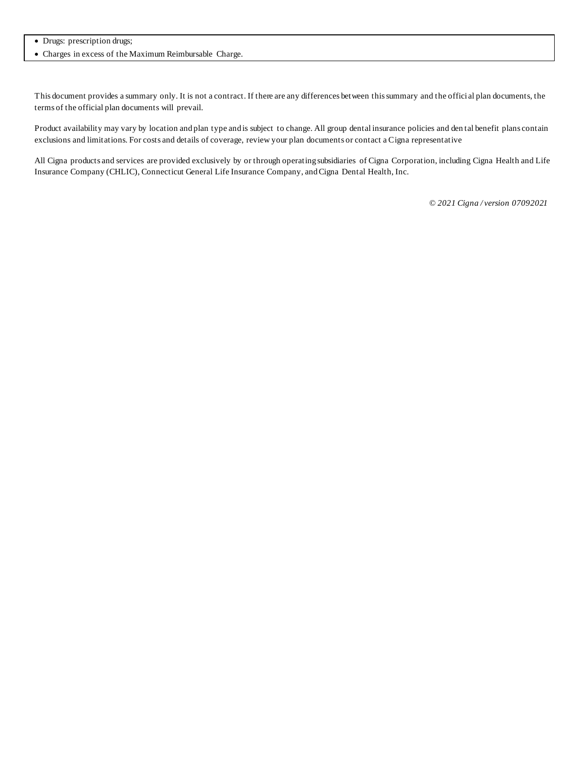- Drugs: prescription drugs;
- Charges in excess of the Maximum Reimbursable Charge.

This document provides a summary only. It is not a contract. If there are any differences between this summary and the official plan documents, the terms of the official plan documents will prevail.

Product availability may vary by location and plan type and is subject to change. All group dental insurance policies and dental benefit plans contain exclusions and limitations. For costs and details of coverage, review your plan documents or contact a Cigna representative

All Cigna products and services are provided exclusively by or through operating subsidiaries of Cigna Corporation, including Cigna Health and Life Insurance Company (CHLIC), Connecticut General Life Insurance Company, and Cigna Dental Health, Inc.

*© 2021 Cigna / version 07092021*